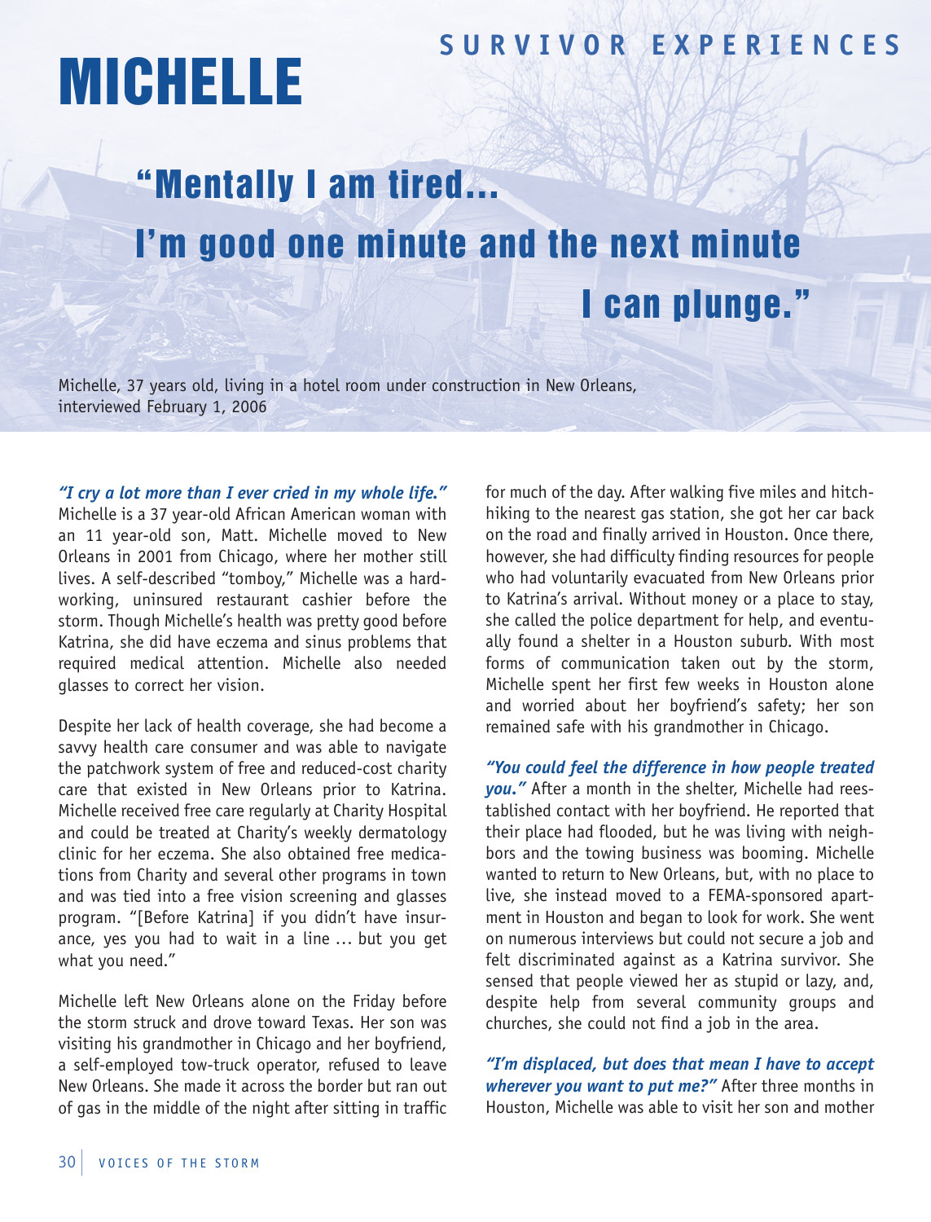SURVIVOR EXPERIENCES

# MICHELLE

## "Mentally I am tired… I'm good one minute and the next minute I can plunge."

Michelle, 37 years old, living in a hotel room under construction in New Orleans, interviewed February 1, 2006

***"I cry a lot more than I ever cried in my whole life."*** Michelle is a 37 year-old African American woman with an 11 year-old son, Matt. Michelle moved to New Orleans in 2001 from Chicago, where her mother still lives. A self-described "tomboy," Michelle was a hard-working, uninsured restaurant cashier before the storm. Though Michelle's health was pretty good before Katrina, she did have eczema and sinus problems that required medical attention. Michelle also needed glasses to correct her vision.

Despite her lack of health coverage, she had become a savvy health care consumer and was able to navigate the patchwork system of free and reduced-cost charity care that existed in New Orleans prior to Katrina. Michelle received free care regularly at Charity Hospital and could be treated at Charity's weekly dermatology clinic for her eczema. She also obtained free medications from Charity and several other programs in town and was tied into a free vision screening and glasses program. "[Before Katrina] if you didn't have insurance, yes you had to wait in a line … but you get what you need."

Michelle left New Orleans alone on the Friday before the storm struck and drove toward Texas. Her son was visiting his grandmother in Chicago and her boyfriend, a self-employed tow-truck operator, refused to leave New Orleans. She made it across the border but ran out of gas in the middle of the night after sitting in traffic for much of the day. After walking five miles and hitchhiking to the nearest gas station, she got her car back on the road and finally arrived in Houston. Once there, however, she had difficulty finding resources for people who had voluntarily evacuated from New Orleans prior to Katrina's arrival. Without money or a place to stay, she called the police department for help, and eventually found a shelter in a Houston suburb. With most forms of communication taken out by the storm, Michelle spent her first few weeks in Houston alone and worried about her boyfriend's safety; her son remained safe with his grandmother in Chicago.

***"You could feel the difference in how people treated you."*** After a month in the shelter, Michelle had reestablished contact with her boyfriend. He reported that their place had flooded, but he was living with neighbors and the towing business was booming. Michelle wanted to return to New Orleans, but, with no place to live, she instead moved to a FEMA-sponsored apartment in Houston and began to look for work. She went on numerous interviews but could not secure a job and felt discriminated against as a Katrina survivor. She sensed that people viewed her as stupid or lazy, and, despite help from several community groups and churches, she could not find a job in the area.

***"I'm displaced, but does that mean I have to accept wherever you want to put me?"*** After three months in Houston, Michelle was able to visit her son and mother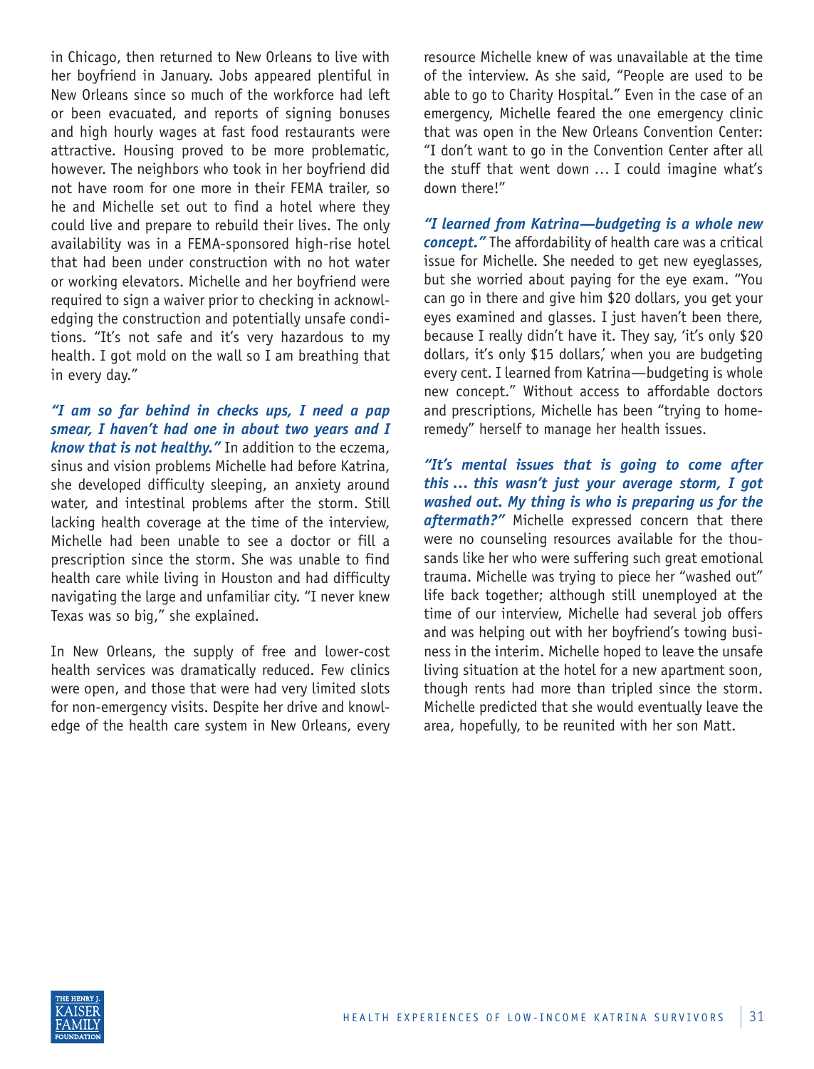in Chicago, then returned to New Orleans to live with her boyfriend in January. Jobs appeared plentiful in New Orleans since so much of the workforce had left or been evacuated, and reports of signing bonuses and high hourly wages at fast food restaurants were attractive. Housing proved to be more problematic, however. The neighbors who took in her boyfriend did not have room for one more in their FEMA trailer, so he and Michelle set out to find a hotel where they could live and prepare to rebuild their lives. The only availability was in a FEMA-sponsored high-rise hotel that had been under construction with no hot water or working elevators. Michelle and her boyfriend were required to sign a waiver prior to checking in acknowledging the construction and potentially unsafe conditions. "It's not safe and it's very hazardous to my health. I got mold on the wall so I am breathing that in every day."

***"I am so far behind in checks ups, I need a pap smear, I haven't had one in about two years and I know that is not healthy."*** In addition to the eczema, sinus and vision problems Michelle had before Katrina, she developed difficulty sleeping, an anxiety around water, and intestinal problems after the storm. Still lacking health coverage at the time of the interview, Michelle had been unable to see a doctor or fill a prescription since the storm. She was unable to find health care while living in Houston and had difficulty navigating the large and unfamiliar city. "I never knew Texas was so big," she explained.

In New Orleans, the supply of free and lower-cost health services was dramatically reduced. Few clinics were open, and those that were had very limited slots for non-emergency visits. Despite her drive and knowledge of the health care system in New Orleans, every resource Michelle knew of was unavailable at the time of the interview. As she said, "People are used to be able to go to Charity Hospital." Even in the case of an emergency, Michelle feared the one emergency clinic that was open in the New Orleans Convention Center: "I don't want to go in the Convention Center after all the stuff that went down … I could imagine what's down there!"

***"I learned from Katrina—budgeting is a whole new concept."*** The affordability of health care was a critical issue for Michelle. She needed to get new eyeglasses, but she worried about paying for the eye exam. "You can go in there and give him $20 dollars, you get your eyes examined and glasses. I just haven't been there, because I really didn't have it. They say, 'it's only $20 dollars, it's only $15 dollars,' when you are budgeting every cent. I learned from Katrina—budgeting is whole new concept." Without access to affordable doctors and prescriptions, Michelle has been "trying to home-remedy" herself to manage her health issues.

***"It's mental issues that is going to come after this … this wasn't just your average storm, I got washed out. My thing is who is preparing us for the aftermath?"*** Michelle expressed concern that there were no counseling resources available for the thousands like her who were suffering such great emotional trauma. Michelle was trying to piece her "washed out" life back together; although still unemployed at the time of our interview, Michelle had several job offers and was helping out with her boyfriend's towing business in the interim. Michelle hoped to leave the unsafe living situation at the hotel for a new apartment soon, though rents had more than tripled since the storm. Michelle predicted that she would eventually leave the area, hopefully, to be reunited with her son Matt.